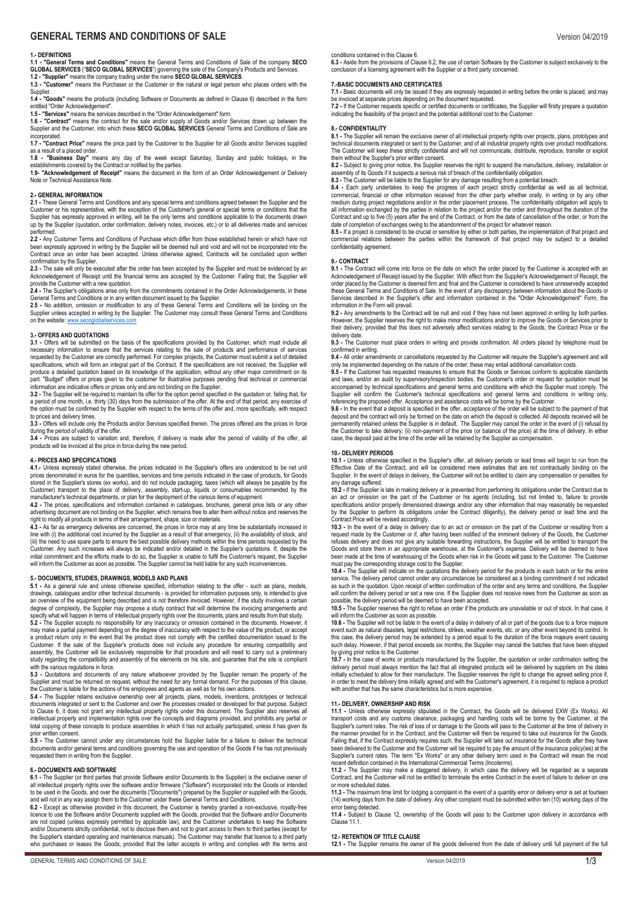# GENERAL TERMS AND CONDITIONS OF SALE

Version 04/2019

## 1.- DEFINITIONS

**1.1 - "General Terms and Conditions"** means the General Terms and Conditions of Sale of the company **SECO GLOBAL SERVICES** ("**SECO GLOBAL SERVICES**") governing the sale of the Company's Products and Services.

**1.2 - "Supplier"** means the company trading under the name **SECO GLOBAL SERVICES**.

**1.3 - "Customer"** means the Purchaser or the Customer or the natural or legal person who places orders with the Supplier.

**1.4 - "Goods"** means the products (including Software or Documents as defined in Clause 6) described in the form entitled "Order Acknowledgement".

**1.5 - "Services"** means the services described in the "Order Acknowledgement" form.

**1.6 - "Contract"** means the contract for the sale and/or supply of Goods and/or Services drawn up between the Supplier and the Customer, into which these **SECO GLOBAL SERVICES** General Terms and Conditions of Sale are incorporated.

**1.7 - "Contract Price"** means the price paid by the Customer to the Supplier for all Goods and/or Services supplied as a result of a placed order.

**1.8 - "Business Day"** means any day of the week except Saturday, Sunday and public holidays, in the establishments covered by the Contract or notified by the parties.

**1.9- "Acknowledgement of Receipt"** means the document in the form of an Order Acknowledgement or Delivery Note or Technical Assistance Note.

## 2.- GENERAL INFORMATION

**2.1 -** These General Terms and Conditions and any special terms and conditions agreed between the Supplier and the Customer or his representative, with the exception of the Customer's general or special terms or conditions that the Supplier has expressly approved in writing, will be the only terms and conditions applicable to the documents drawn up by the Supplier (quotation, order confirmation, delivery notes, invoices, etc.) or to all deliveries made and services performed.

**2.2 -** Any Customer Terms and Conditions of Purchase which differ from those established herein or which have not been expressly approved in writing by the Supplier will be deemed null and void and will not be incorporated into the Contract once an order has been accepted. Unless otherwise agreed, Contracts will be concluded upon written confirmation by the Supplier.

**2.3 -** The sale will only be executed after the order has been accepted by the Supplier and must be evidenced by an Acknowledgement of Receipt until the financial terms are accepted by the Customer. Failing that, the Supplier will provide the Customer with a new quotation.

**2.4 -** The Supplier's obligations arise only from the commitments contained in the Order Acknowledgements, in these General Terms and Conditions or in any written document issued by the Supplier.

**2.5 -** No addition, omission or modification to any of these General Terms and Conditions will be binding on the Supplier unless accepted in writing by the Supplier. The Customer may consult these General Terms and Conditions on the website: www.secoglobalservices.com

## 3.- OFFERS AND QUOTATIONS

**3.1 -** Offers will be submitted on the basis of the specifications provided by the Customer, which must include all necessary information to ensure that the services relating to the sale of products and performance of services requested by the Customer are correctly performed. For complex projects, the Customer must submit a set of detailed specifications, which will form an integral part of the Contract. If the specifications are not received, the Supplier will produce a detailed quotation based on its knowledge of the application, without any other major commitment on its part. "Budget" offers or prices given to the customer for illustrative purposes pending final technical or commercial information are indicative offers or prices only and are not binding on the Supplier.

**3.2 -** The Supplier will be required to maintain its offer for the option period specified in the quotation or, failing that, for a period of one month, i.e. thirty (30) days from the submission of the offer. At the end of that period, any exercise of the option must be confirmed by the Supplier with respect to the terms of the offer and, more specifically, with respect to prices and delivery times.

**3.3 -** Offers will include only the Products and/or Services specified therein. The prices offered are the prices in force during the period of validity of the offer.

**3.4 -** Prices are subject to variation and, therefore, if delivery is made after the period of validity of the offer, all products will be invoiced at the price in force during the new period.

## 4.- PRICES AND SPECIFICATIONS

**4.1.-** Unless expressly stated otherwise, the prices indicated in the Supplier's offers are understood to be net unit prices denominated in euros for the quantities, services and time periods indicated in the case of products, for Goods stored in the Supplier's stores (ex works), and do not include packaging, taxes (which will always be payable by the Customer) transport to the place of delivery, assembly, start-up, liquids or consumables recommended by the manufacturer's technical departments, or plan for the deployment of the various items of equipment.

**4.2 -** The prices, specifications and information contained in catalogues, brochures, general price lists or any other advertising document are not binding on the Supplier, which remains free to alter them without notice and reserves the right to modify all products in terms of their arrangement, shape, size or materials.

**4.3 -** As far as emergency deliveries are concerned, the prices in force may at any time be substantially increased in line with (i) the additional cost incurred by the Supplier as a result of that emergency, (ii) the availability of stock, and (iii) the need to use spare parts to ensure the best possible delivery methods within the time periods requested by the Customer. Any such increases will always be indicated and/or detailed in the Supplier's quotations. If, despite the initial commitment and the efforts made to do so, the Supplier is unable to fulfil the Customer's request, the Supplier will inform the Customer as soon as possible. The Supplier cannot be held liable for any such inconveniences.

## 5.- DOCUMENTS, STUDIES, DRAWINGS, MODELS AND PLANS

**5.1 -** As a general rule and unless otherwise specified, information relating to the offer - such as plans, models, drawings, catalogues and/or other technical documents - is provided for information purposes only, is intended to give an overview of the equipment being described and is not therefore invoiced. However, if the study involves a certain degree of complexity, the Supplier may propose a study contract that will determine the invoicing arrangements and specify what will happen in terms of intellectual property rights over the documents, plans and results from that study.

**5.2 -** The Supplier accepts no responsibility for any inaccuracy or omission contained in the documents. However, it may make a partial payment depending on the degree of inaccuracy with respect to the value of the product, or accept a product return only in the event that the product does not comply with the certified documentation issued to the Customer. If the sale of the Supplier's products does not include any procedure for ensuring compatibility and assembly, the Customer will be exclusively responsible for that procedure and will need to carry out a preliminary study regarding the compatibility and assembly of the elements on his site, and guarantee that the site is compliant with the various regulations in force.

**5.3 -** Quotations and documents of any nature whatsoever provided by the Supplier remain the property of the Supplier and must be returned on request, without the need for any formal demand. For the purposes of this clause, the Customer is liable for the actions of his employees and agents as well as for his own actions.

**5.4 -** The Supplier retains exclusive ownership over all projects, plans, models, inventions, prototypes or technical documents integrated or sent to the Customer and over the processes created or developed for that purpose. Subject to Clause 6, it does not grant any intellectual property rights under this document. The Supplier also reserves all intellectual property and implementation rights over the concepts and diagrams provided, and prohibits any partial or total copying of these concepts to produce assemblies in which it has not actually participated, unless it has given its prior written consent.

**5.5 -** The Customer cannot under any circumstances hold the Supplier liable for a failure to deliver the technical documents and/or general terms and conditions governing the use and operation of the Goods if he has not previously requested them in writing from the Supplier.

## 6.- DOCUMENTS AND SOFTWARE

**6.1 -** The Supplier (or third parties that provide Software and/or Documents to the Supplier) is the exclusive owner of all intellectual property rights over the software and/or firmware ("Software") incorporated into the Goods or intended to be used in the Goods, and over the documents ("Documents") prepared by the Supplier or supplied with the Goods, and will not in any way assign them to the Customer under these General Terms and Conditions.

**6.2 -** Except as otherwise provided in this document, the Customer is hereby granted a non-exclusive, royalty-free licence to use the Software and/or Documents supplied with the Goods, provided that the Software and/or Documents are not copied (unless expressly permitted by applicable law), and the Customer undertakes to keep the Software and/or Documents strictly confidential, not to disclose them and not to grant access to them to third parties (except for the Supplier's standard operating and maintenance manuals). The Customer may transfer that licence to a third party who purchases or leases the Goods, provided that the latter accepts in writing and complies with the terms and conditions contained in this Clause 6.

**6.3 -** Aside from the provisions of Clause 6.2, the use of certain Software by the Customer is subject exclusively to the conclusion of a licensing agreement with the Supplier or a third party concerned.

## 7.-BASIC DOCUMENTS AND CERTIFICATES

**7.1 -** Basic documents will only be issued if they are expressly requested in writing before the order is placed, and may be invoiced at separate prices depending on the document requested.

**7.2 -** If the Customer requests specific or certified documents or certificates, the Supplier will firstly prepare a quotation indicating the feasibility of the project and the potential additional cost to the Customer.

## 8.- CONFIDENTIALITY

**8.1 -** The Supplier will remain the exclusive owner of all intellectual property rights over projects, plans, prototypes and technical documents integrated or sent to the Customer, and of all industrial property rights over product modifications. The Customer will keep these strictly confidential and will not communicate, distribute, reproduce, transfer or exploit them without the Supplier's prior written consent.

**8.2 -** Subject to giving prior notice, the Supplier reserves the right to suspend the manufacture, delivery, installation or assembly of its Goods if it suspects a serious risk of breach of the confidentiality obligation.

**8.3 -** The Customer will be liable to the Supplier for any damage resulting from a potential breach.

**8.4 -** Each party undertakes to keep the progress of each project strictly confidential as well as all technical, commercial, financial or other information received from the other party whether orally, in writing or by any other medium during project negotiations and/or in the order placement process. The confidentiality obligation will apply to all information exchanged by the parties in relation to the project and/or the order and throughout the duration of the Contract and up to five (5) years after the end of the Contract, or from the date of cancellation of the order, or from the date of completion of exchanges owing to the abandonment of the project for whatever reason.

**8.5 -** If a project is considered to be crucial or sensitive by either or both parties, the implementation of that project and commercial relations between the parties within the framework of that project may be subject to a detailed confidentiality agreement.

## 9.- CONTRACT

**9.1 -** The Contract will come into force on the date on which the order placed by the Customer is accepted with an Acknowledgement of Receipt issued by the Supplier. With effect from the Supplier's Acknowledgement of Receipt, the order placed by the Customer is deemed firm and final and the Customer is considered to have unreservedly accepted these General Terms and Conditions of Sale. In the event of any discrepancy between information about the Goods or Services described in the Supplier's offer and information contained in the "Order Acknowledgement" Form, the information in the Form will prevail.

**9.2 -** Any amendments to the Contract will be null and void if they have not been approved in writing by both parties. However, the Supplier reserves the right to make minor modifications and/or to improve the Goods or Services prior to their delivery, provided that this does not adversely affect services relating to the Goods, the Contract Price or the delivery date.

**9.3 -** The Customer must place orders in writing and provide confirmation. All orders placed by telephone must be confirmed in writing.

**9.4 -** All order amendments or cancellations requested by the Customer will require the Supplier's agreement and will only be implemented depending on the nature of the order; these may entail additional cancellation costs.

**9.5 -** If the Customer has requested measures to ensure that the Goods or Services conform to applicable standards and laws, and/or an audit by supervisory/inspection bodies, the Customer's order or request for quotation must be accompanied by technical specifications and general terms and conditions with which the Supplier must comply. The Supplier will confirm the Customer's technical specifications and general terms and conditions in writing only, referencing the proposed offer. Acceptance and assistance costs will be borne by the Customer.

**9.6 -** In the event that a deposit is specified in the offer, acceptance of the order will be subject to the payment of that deposit and the contract will only be formed on the date on which the deposit is collected. All deposits received will be permanently retained unless the Supplier is in default. The Supplier may cancel the order in the event of (i) refusal by the Customer to take delivery; (ii) non-payment of the price (or balance of the price) at the time of delivery. In either case, the deposit paid at the time of the order will be retained by the Supplier as compensation.

## 10.- DELIVERY PERIODS

**10.1 -** Unless otherwise specified in the Supplier's offer, all delivery periods or lead times will begin to run from the Effective Date of the Contract, and will be considered mere estimates that are not contractually binding on the Supplier. In the event of delays in delivery, the Customer will not be entitled to claim any compensation or penalties for any damage suffered.

**10.2 -** If the Supplier is late in making delivery or is prevented from performing its obligations under the Contract due to an act or omission on the part of the Customer or his agents (including, but not limited to, failure to provide specifications and/or properly dimensioned drawings and/or any other information that may reasonably be requested by the Supplier to perform its obligations under the Contract diligently), the delivery period and lead time and the Contract Price will be revised accordingly.

**10.3 -** In the event of a delay in delivery due to an act or omission on the part of the Customer or resulting from a request made by the Customer or if, after having been notified of the imminent delivery of the Goods, the Customer refuses delivery and does not give any suitable forwarding instructions, the Supplier will be entitled to transport the Goods and store them in an appropriate warehouse, at the Customer's expense. Delivery will be deemed to have been made at the time of warehousing of the Goods when risk in the Goods will pass to the Customer. The Customer must pay the corresponding storage cost to the Supplier.

**10.4 -** The Supplier will indicate on the quotations the delivery period for the products in each batch or for the entire service. The delivery period cannot under any circumstances be considered as a binding commitment if not indicated as such in the quotation. Upon receipt of written confirmation of the order and any terms and conditions, the Supplier will confirm the delivery period or set a new one. If the Supplier does not receive news from the Customer as soon as possible, the delivery period will be deemed to have been accepted.

**10.5 -** The Supplier reserves the right to refuse an order if the products are unavailable or out of stock. In that case, it will inform the Customer as soon as possible.

**10.6 -** The Supplier will not be liable in the event of a delay in delivery of all or part of the goods due to a force majeure event such as natural disasters, legal restrictions, strikes, weather events, etc. or any other event beyond its control. In this case, the delivery period may be extended by a period equal to the duration of the force majeure event causing such delay. However, if that period exceeds six months, the Supplier may cancel the batches that have been shipped by giving prior notice to the Customer.

**10.7 -** In the case of works or products manufactured by the Supplier, the quotation or order confirmation setting the delivery period must always mention the fact that all integrated products will be delivered by suppliers on the dates initially scheduled to allow for their manufacture. The Supplier reserves the right to change the agreed selling price if, in order to meet the delivery time initially agreed and with the Customer's agreement, it is required to replace a product with another that has the same characteristics but is more expensive.

## 11.- DELIVERY, OWNERSHIP AND RISK

**11.1 -** Unless otherwise expressly stipulated in the Contract, the Goods will be delivered EXW (Ex Works). All transport costs and any customs clearance, packaging and handling costs will be borne by the Customer, at the Supplier's current rates. The risk of loss of or damage to the Goods will pass to the Customer at the time of delivery in the manner provided for in the Contract, and the Customer will then be required to take out insurance for the Goods. Failing that, if the Contract expressly requires such, the Supplier will take out insurance for the Goods after they have been delivered to the Customer and the Customer will be required to pay the amount of the insurance policy(ies) at the Supplier's current rates. The term "Ex Works" or any other delivery term used in the Contract will mean the most recent definition contained in the International Commercial Terms (Incoterms).

**11.2 -** The Supplier may make a staggered delivery, in which case the delivery will be regarded as a separate Contract, and the Customer will not be entitled to terminate the entire Contract in the event of failure to deliver on one or more scheduled dates.

**11.3 -** The maximum time limit for lodging a complaint in the event of a quantity error or delivery error is set at fourteen (14) working days from the date of delivery. Any other complaint must be submitted within ten (10) working days of the error being detected.

**11.4 -** Subject to Clause 12, ownership of the Goods will pass to the Customer upon delivery in accordance with Clause 11.1.

## 12.- RETENTION OF TITLE CLAUSE

**12.1 -** The Supplier remains the owner of the goods delivered from the date of delivery until full payment of the full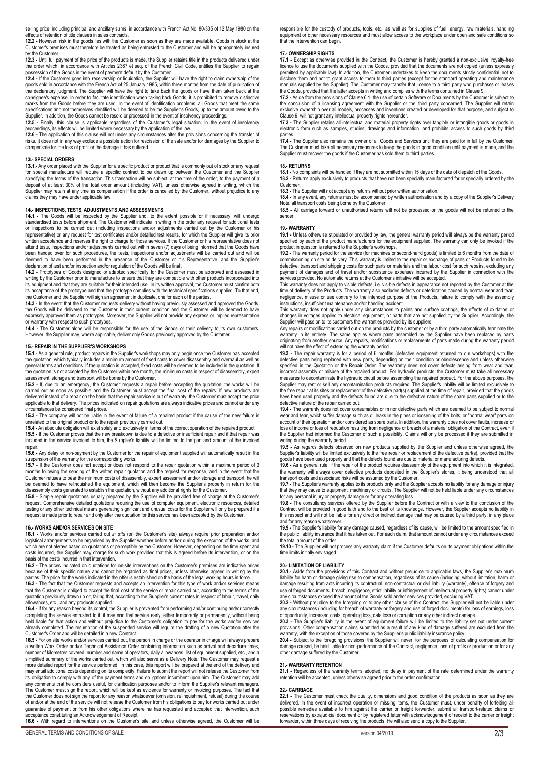selling price, including principal and ancillary sums, in accordance with French Act No. 80-335 of 12 May 1980 on the effects of retention of title clauses in sales contracts.

**12.2 -** However, risk in the goods lies with the Customer as soon as they are made available. Goods in stock at the Customer's premises must therefore be treated as being entrusted to the Customer and will be appropriately insured by the Customer.

**12.3 -** Until full payment of the price of the products is made, the Supplier retains title in the products delivered under the order which, in accordance with Articles 2367 et seq. of the French Civil Code, entitles the Supplier to regain possession of the Goods in the event of payment default by the Customer.

**12.4 -** If the Customer goes into receivership or liquidation, the Supplier will have the right to claim ownership of the goods sold in accordance with the French Act of 25 January 1985, within three months from the date of publication of the declaratory judgment. The Supplier will have the right to take back the goods or have them taken back at the consignee's expense. In order to facilitate identification when taking back Goods, it is prohibited to remove distinctive marks from the Goods before they are used. In the event of identification problems, all Goods that meet the same specifications and not themselves identified will be deemed to be the Supplier's Goods, up to the amount owed to the Supplier. In addition, the Goods cannot be resold or processed in the event of insolvency proceedings.

**12.5 -** Finally, this clause is applicable regardless of the Customer's legal situation. In the event of insolvency proceedings, its effects will be limited where necessary by the application of the law.

**12.6 -** The application of this clause will not under any circumstances alter the provisions concerning the transfer of risks. It does not in any way exclude a possible action for rescission of the sale and/or for damages by the Supplier to compensate for the loss of profit or the damage it has suffered.

## 13.- SPECIAL ORDERS

**13.1.-** Any order placed with the Supplier for a specific product or product that is commonly out of stock or any request for special manufacture will require a specific contract to be drawn up between the Customer and the Supplier specifying the terms of the transaction. This transaction will be subject, at the time of the order, to the payment of a deposit of at least 30% of the total order amount (including VAT), unless otherwise agreed in writing, which the Supplier may retain at any time as compensation if the order is cancelled by the Customer, without prejudice to any claims they may have under applicable law.

## 14.- INSPECTIONS, TESTS, ADJUSTMENTS AND ASSESSMENTS

**14.1 -** The Goods will be inspected by the Supplier and, to the extent possible or if necessary, will undergo standardised tests before shipment. The Customer will indicate in writing in the order any request for additional tests or inspections to be carried out (including inspections and/or adjustments carried out by the Customer or his representative) or any request for test certificates and/or detailed test results, for which the Supplier will give its prior written acceptance and reserves the right to charge for those services. If the Customer or his representative does not attend tests, inspections and/or adjustments carried out within seven (7) days of being informed that the Goods have been handed over for such procedures, the tests, inspections and/or adjustments will be carried out and will be deemed to have been performed in the presence of the Customer or his Representative, and the Supplier's declaration of test and/or inspection and/or regulation of the Goods will be final.

**14.2 -** Prototypes of Goods designed or adapted specifically for the Customer must be approved and assessed in writing by the Customer prior to manufacture to ensure that they are compatible with other products incorporated into its equipment and that they are suitable for their intended use. In its written approval, the Customer must confirm both its acceptance of the prototype and that the prototype complies with the technical specifications supplied. To that end, the Customer and the Supplier will sign an agreement in duplicate, one for each of the parties.

**14.3 -** In the event that the Customer requests delivery without having previously assessed and approved the Goods, the Goods will be delivered to the Customer in their current condition and the Customer will be deemed to have expressly approved them as prototypes. Moreover, the Supplier will not provide any express or implied representation or warranty with respect to such prototypes.

**14.4 -** The Customer alone will be responsible for the use of the Goods or their delivery to its own customers. However, the Supplier may, where applicable, deliver only Goods previously approved by the Customer.

## 15.- REPAIR IN THE SUPPLIER'S WORKSHOPS

**15.1 -** As a general rule, product repairs in the Supplier's workshops may only begin once the Customer has accepted the quotation, which typically includes a minimum amount of fixed costs to cover disassembly and overhaul as well as general terms and conditions. If the quotation is accepted, fixed costs will be deemed to be included in the quotation. If the quotation is not accepted by the Customer within one month, the minimum costs in respect of disassembly, expert assessment, storage and transport will be borne by the Customer.

**15.2 -** If, due to an emergency, the Customer requests a repair before accepting the quotation, the works will be carried out as soon as possible and the Customer must accept the final cost of the repairs. If new products are delivered instead of a repair on the basis that the repair service is out of warranty, the Customer must accept the price applicable to that delivery. The prices indicated on repair quotations are always indicative prices and cannot under any circumstances be considered final prices.

**15.3 -** The company will not be liable in the event of failure of a repaired product if the cause of the new failure is unrelated to the original product or to the repair previously carried out.

**15.4 -** An obsolete obligation will exist solely and exclusively in terms of the correct operation of the repaired product.

**15.5 -** If the Customer proves that the new breakdown is due to a defective or insufficient repair and if that repair was included in the service invoiced to him, the Supplier's liability will be limited to the part and amount of the invoiced repair.

**15.6 -** Any delay or non-payment by the Customer for the repair of equipment supplied will automatically result in the suspension of the warranty for the corresponding works.

**15.7 -** If the Customer does not accept or does not respond to the repair quotation within a maximum period of 3 months following the sending of the written repair quotation and the request for response, and in the event that the Customer refuses to bear the minimum costs of disassembly, expert assessment and/or storage and transport, he will be deemed to have relinquished the equipment, which will then become the Supplier's property in return for the disassembly costs generated to establish the quotation, without any additional rights for the Customer.

**15.8 -** Simple repair quotations usually prepared by the Supplier will be provided free of charge at the Customer's request. Comprehensive detailed quotations requiring the use of computer equipment, electronic resources, detailed testing or any other technical means generating significant and unusual costs for the Supplier will only be prepared if a request is made prior to repair and only after the quotation for this service has been accepted by the Customer.

## 16.- WORKS AND/OR SERVICES ON SITE

**16.1 -** Works and/or services carried out *in situ* (on the Customer's site) always require prior preparation and/or logistical arrangements to be organised by the Supplier whether before and/or during the execution of the works, and which are not always based on quotations or perceptible by the Customer. However, depending on the time spent and costs incurred, the Supplier may charge for such work provided that this is agreed before its intervention, or on the basis of the costs incurred in that intervention.

**16.2 -** The prices indicated on quotations for on-site interventions on the Customer's premises are indicative prices because of their specific nature and cannot be regarded as final prices, unless otherwise agreed in writing by the parties. The price for the works indicated in the offer is established on the basis of the legal working hours in force.

**16.3 -** The fact that the Customer requests and accepts an intervention for this type of work and/or services means that the Customer is obliged to accept the final cost of the service or repair carried out, according to the terms of the quotation previously drawn up or, failing that, according to the Supplier's current rates in respect of labour, travel, daily allowances, etc., and any products supplied.

**16.4 -** If for any reason beyond its control, the Supplier is prevented from performing and/or continuing and/or correctly completing the service entrusted to it, it may end that service early, either temporarily or permanently, without being held liable for that action and without prejudice to the Customer's obligation to pay for the works and/or services already completed. The resumption of the suspended service will require the drafting of a new Customer's Order and will be detailed in a new Contract.

**16.5 -** For on site works and/or services carried out, the person in charge or the operator in charge will always prepare a written Work Order and/or Technical Assistance Order containing information such as arrival and departure times, number of kilometres covered, number and name of operators, daily allowances, list of equipment supplied, etc., and a simplified summary of the works carried out, which will also serve as a Delivery Note. The Customer may request a more detailed report for the service performed. In this case, this report will be prepared at the end of the delivery and may entail additional costs depending on its complexity. Failure to submit the report will not release the Customer from its obligation to comply with any of the payment terms and obligations incumbent upon him. The Customer may add any comments that he considers useful, for clarification purposes and/or to inform the Supplier's relevant managers. The Customer must sign the report, which will be kept as evidence for warranty or invoicing purposes. The fact that the Customer does not sign the report for any reason whatsoever (omission, relinquishment, refusal) during the course of and/or at the end of the service will not release the Customer from his obligations to pay for works carried out under guarantee of payment or from his other obligations where he has requested and accepted that intervention, such acceptance constituting an Acknowledgement of Receipt.

**16.6 -** With regard to interventions on the Customer's site and unless otherwise agreed, the Customer will be responsible for the custody of products, tools, etc., as well as for supplies of fuel, energy, raw materials, handling equipment or other necessary resources and must allow access to the workplace under open and safe conditions so that the intervention can begin.

## 17.- OWNERSHIP RIGHTS

**17.1 -** Except as otherwise provided in the Contract, the Customer is hereby granted a non-exclusive, royalty-free licence to use the documents supplied with the Goods, provided that the documents are not copied (unless expressly permitted by applicable law). In addition, the Customer undertakes to keep the documents strictly confidential, not to disclose them and not to grant access to them to third parties (except for the standard operating and maintenance manuals supplied by the Supplier). The Customer may transfer that license to a third party who purchases or leases the Goods, provided that the latter accepts in writing and complies with the terms contained in Clause 9.

**17.2 -** Aside from the provisions of Clause 6.1, the use of certain Software or Documents by the Customer is subject to the conclusion of a licensing agreement with the Supplier or the third party concerned. The Supplier will retain exclusive ownership over all models, processes and inventions created or developed for that purpose, and subject to Clause 9, will not grant any intellectual property rights hereunder.

**17.3 -** The Supplier retains all intellectual and material property rights over other tangible or intangible goods or goods in electronic form such as samples, studies, drawings and information, and prohibits access to such goods by third parties.

**17.4 -** The Supplier also remains the owner of all Goods and Services until they are paid for in full by the Customer. The Customer must take all necessary measures to keep the goods in good condition until payment is made, and the Supplier must recover the goods if the Customer has sold them to third parties.

## 18.- RETURNS

**18.1 -** No complaints will be handled if they are not submitted within 15 days of the date of dispatch of the Goods.

**18.2 -** Returns apply exclusively to products that have not been specially manufactured for or specially ordered by the Customer.

**18.3 -** The Supplier will not accept any returns without prior written authorisation.

**18.4 -** In any event, any returns must be accompanied by written authorisation and by a copy of the Supplier's Delivery Note, all transport costs being borne by the Customer.

**18.5 -** All carriage forward or unauthorised returns will not be processed or the goods will not be returned to the sender.

## 19.- WARRANTY

**19.1 -** Unless otherwise stipulated or provided by law, the general warranty period will always be the warranty period specified by each of the product manufacturers for the equipment supplied. The warranty can only be invoked if the product in question is returned to the Supplier's workshops.

**19.2 -** The warranty period for the service (for machines or second-hand goods) is limited to 6 months from the date of commissioning on site or delivery. This warranty is limited to the repair or exchange of parts or Products found to be defective, transport and shipping costs for such parts or materials and the labour cost for such repairs, excluding any payment of damages and of travel and/or subsistence expenses incurred by the Supplier in connection with the services provided. No automatic returns at the Customer's initiative will be accepted.

This warranty does not apply to visible defects, i.e. visible defects in appearance not reported by the Customer at the time of delivery of the Products. The warranty also excludes defects or deterioration caused by normal wear and tear, negligence, misuse or use contrary to the intended purpose of the Products, failure to comply with the assembly instructions, insufficient maintenance and/or handling accident.

This warranty does not apply under any circumstances to paints and surface coatings, the effects of oxidation or changes in voltages applied to electrical equipment, or parts that are not supplied by the Supplier. Accordingly, the Supplier will pass on to its customers the warranties provided by its suppliers.

Any repairs or modifications carried out on the products by the customer or by a third party automatically terminate the warranty in its entirety. The same applies where parts assembled by the Supplier have been replaced by parts originating from another source. Any repairs, modifications or replacements of parts made during the warranty period will not have the effect of extending the warranty period.

**19.3 -** The repair warranty is for a period of 6 months (defective equipment returned to our workshops) with the defective parts being replaced with new parts, depending on their condition or obsolescence and unless otherwise specified in the Quotation or the Repair Order. The warranty does not cover defects arising from wear and tear, incorrect assembly or misuse of the repaired product. For hydraulic products, the Customer must take all necessary measures to decontaminate the hydraulic circuit before assembling the repaired product. For the above purposes, the Supplier may rent or sell any decontamination products required. The Supplier's liability will be limited exclusively to the free repair at its sites or replacement of the defective part(s) supplied at the time of repair, provided that the goods have been used properly and the defects found are due to the defective nature of the spare parts supplied or to the defective nature of the repair carried out.

**19.4 -** The warranty does not cover consumables or minor defective parts which are deemed to be subject to normal wear and tear, which suffer damage such as oil leaks in the pipes or loosening of the bolts, or "normal wear" parts on account of their operation and/or considered as spare parts. In addition, the warranty does not cover faults, increase or loss of income or loss of reputation resulting from negligence or breach of a material obligation of the Contract, even if the Supplier had informed the Customer of such a possibility. Claims will only be processed if they are submitted in writing during the warranty period.

**19.5 -** As regards defects observed on new products supplied by the Supplier and unless otherwise agreed, the Supplier's liability will be limited exclusively to the free repair or replacement of the defective part(s), provided that the goods have been used properly and that the defects found are due to material or manufacturing defects.

**19.6 -** As a general rule, if the repair of the product requires disassembly of the equipment into which it is integrated, the warranty will always cover defective products deposited in the Supplier's stores, it being understood that all transport costs and associated risks will be assumed by the Customer.

**19.7 -** The Supplier's warranty applies to its products only and the Supplier accepts no liability for any damage or injury that they may cause to equipment, machinery or circuits. The Supplier will not be held liable under any circumstances for any personal injury or property damage or for any operating loss.

**19.8 -** The consultancy services offered by the Supplier before the Contract or with a view to the conclusion of the Contract will be provided in good faith and to the best of its knowledge. However, the Supplier accepts no liability in this respect and will not be liable for any direct or indirect damage that may be caused by a third party, in any place and for any reason whatsoever.

**19.9 -** The Supplier's liability for any damage caused, regardless of its cause, will be limited to the amount specified in the public liability insurance that it has taken out. For each claim, that amount cannot under any circumstances exceed the total amount of the order.

**19.10 -** The Supplier will not process any warranty claim if the Customer defaults on its payment obligations within the time limits initially envisaged.

## 20.- LIMITATION OF LIABILITY

**20.1.-** Aside from the provisions of this Contract and without prejudice to applicable laws, the Supplier's maximum liability for harm or damage giving rise to compensation, regardless of its cause (including, without limitation, harm or damage resulting from acts incurring its contractual, non-contractual or civil liability (warranty), offence of forgery and use of forged documents, breach, negligence, strict liability or infringement of intellectual property rights) cannot under any circumstances exceed the amount of the Goods sold and/or services provided, excluding VAT.

**20.2 -** Without prejudice to the foregoing or to any other clause of this Contract, the Supplier will not be liable under any circumstances (including for breach of warranty or forgery and use of forged documents) for loss of earnings, loss of opportunity, increased costs, operating loss, data loss or corruption or any other indirect damage.

**20.3 -** The Supplier's liability in the event of equipment failure will be limited to the liability set out under current provisions. Other compensation claims submitted as a result of any kind of damage suffered are excluded from the warranty, with the exception of those covered by the Supplier's public liability insurance policy.

**20.4 -** Subject to the foregoing provisions, the Supplier will never, for the purposes of calculating compensation for damage caused, be held liable for non-performance of the Contract, negligence, loss of profits or production or for any other damage suffered by the Customer.

## 21.- WARRANTY RETENTION

**21.1 -** Regardless of the warranty terms adopted, no delay in payment of the rate determined under the warranty retention will be accepted, unless otherwise agreed prior to the order confirmation.

## 22.- CARRIAGE

**22.1 -** The Customer must check the quality, dimensions and good condition of the products as soon as they are delivered. In the event of incorrect operation or missing items, the Customer must, under penalty of forfeiting all possible remedies available to him against the carrier or freight forwarder, submit all transport-related claims or reservations by extrajudicial document or by registered letter with acknowledgement of receipt to the carrier or freight forwarder, within three days of receiving the products. He will also send a copy to the Supplier.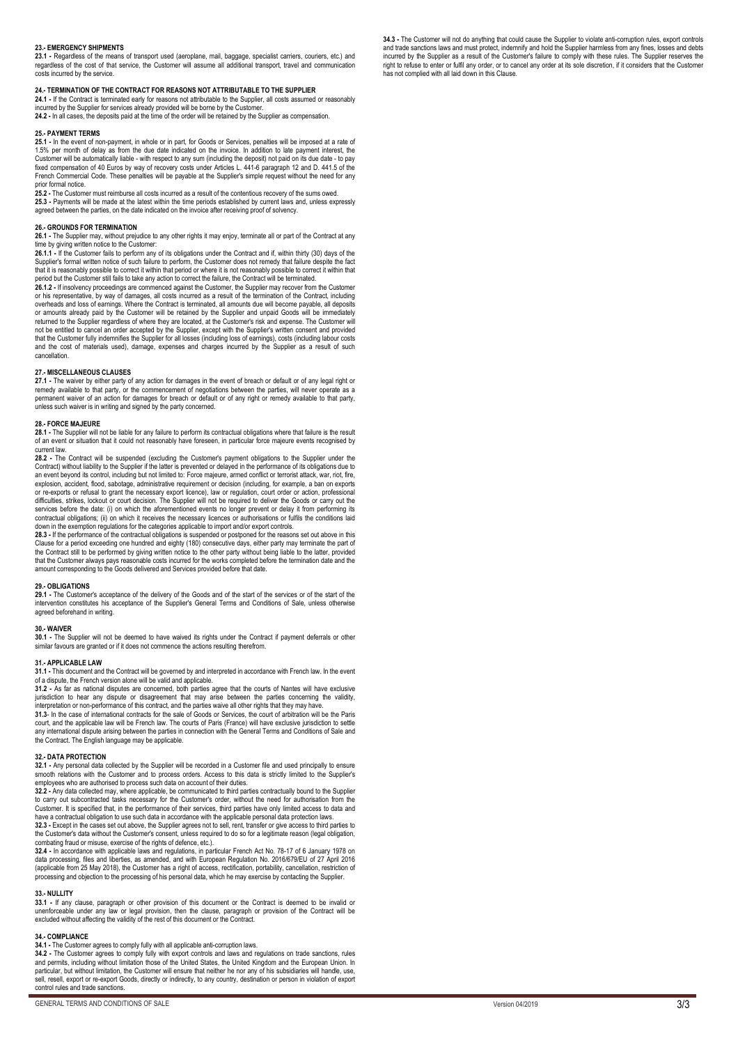## 23.- EMERGENCY SHIPMENTS

**23.1 -** Regardless of the means of transport used (aeroplane, mail, baggage, specialist carriers, couriers, etc.) and regardless of the cost of that service, the Customer will assume all additional transport, travel and communication costs incurred by the service.

## 24.- TERMINATION OF THE CONTRACT FOR REASONS NOT ATTRIBUTABLE TO THE SUPPLIER

**24.1 -** If the Contract is terminated early for reasons not attributable to the Supplier, all costs assumed or reasonably incurred by the Supplier for services already provided will be borne by the Customer.

**24.2 -** In all cases, the deposits paid at the time of the order will be retained by the Supplier as compensation.

## 25.- PAYMENT TERMS

**25.1 -** In the event of non-payment, in whole or in part, for Goods or Services, penalties will be imposed at a rate of 1.5% per month of delay as from the due date indicated on the invoice. In addition to late payment interest, the Customer will be automatically liable - with respect to any sum (including the deposit) not paid on its due date - to pay fixed compensation of 40 Euros by way of recovery costs under Articles L. 441-6 paragraph 12 and D. 441.5 of the French Commercial Code. These penalties will be payable at the Supplier's simple request without the need for any prior formal notice.

**25.2 -** The Customer must reimburse all costs incurred as a result of the contentious recovery of the sums owed.

**25.3 -** Payments will be made at the latest within the time periods established by current laws and, unless expressly agreed between the parties, on the date indicated on the invoice after receiving proof of solvency.

## 26.- GROUNDS FOR TERMINATION

**26.1 -** The Supplier may, without prejudice to any other rights it may enjoy, terminate all or part of the Contract at any time by giving written notice to the Customer:

**26.1.1 -** If the Customer fails to perform any of its obligations under the Contract and if, within thirty (30) days of the Supplier's formal written notice of such failure to perform, the Customer does not remedy that failure despite the fact that it is reasonably possible to correct it within that period or where it is not reasonably possible to correct it within that period but the Customer still fails to take any action to correct the failure, the Contract will be terminated.

**26.1.2 -** If insolvency proceedings are commenced against the Customer, the Supplier may recover from the Customer or his representative, by way of damages, all costs incurred as a result of the termination of the Contract, including overheads and loss of earnings. Where the Contract is terminated, all amounts due will become payable, all deposits or amounts already paid by the Customer will be retained by the Supplier and unpaid Goods will be immediately returned to the Supplier regardless of where they are located, at the Customer's risk and expense. The Customer will not be entitled to cancel an order accepted by the Supplier, except with the Supplier's written consent and provided that the Customer fully indemnifies the Supplier for all losses (including loss of earnings), costs (including labour costs and the cost of materials used), damage, expenses and charges incurred by the Supplier as a result of such cancellation.

## 27.- MISCELLANEOUS CLAUSES

**27.1 -** The waiver by either party of any action for damages in the event of breach or default or of any legal right or remedy available to that party, or the commencement of negotiations between the parties, will never operate as a permanent waiver of an action for damages for breach or default or of any right or remedy available to that party, unless such waiver is in writing and signed by the party concerned.

## 28.- FORCE MAJEURE

**28.1 -** The Supplier will not be liable for any failure to perform its contractual obligations where that failure is the result of an event or situation that it could not reasonably have foreseen, in particular force majeure events recognised by current law.

**28.2 -** The Contract will be suspended (excluding the Customer's payment obligations to the Supplier under the Contract) without liability to the Supplier if the latter is prevented or delayed in the performance of its obligations due to an event beyond its control, including but not limited to: Force majeure, armed conflict or terrorist attack, war, riot, fire, explosion, accident, flood, sabotage, administrative requirement or decision (including, for example, a ban on exports or re-exports or refusal to grant the necessary export licence), law or regulation, court order or action, professional difficulties, strikes, lockout or court decision. The Supplier will not be required to deliver the Goods or carry out the services before the date: (i) on which the aforementioned events no longer prevent or delay it from performing its contractual obligations; (ii) on which it receives the necessary licences or authorisations or fulfils the conditions laid down in the exemption regulations for the categories applicable to import and/or export controls.

**28.3 -** If the performance of the contractual obligations is suspended or postponed for the reasons set out above in this Clause for a period exceeding one hundred and eighty (180) consecutive days, either party may terminate the part of the Contract still to be performed by giving written notice to the other party without being liable to the latter, provided that the Customer always pays reasonable costs incurred for the works completed before the termination date and the amount corresponding to the Goods delivered and Services provided before that date.

## 29.- OBLIGATIONS

**29.1 -** The Customer's acceptance of the delivery of the Goods and of the start of the services or of the start of the intervention constitutes his acceptance of the Supplier's General Terms and Conditions of Sale, unless otherwise agreed beforehand in writing.

## 30.- WAIVER

**30.1 -** The Supplier will not be deemed to have waived its rights under the Contract if payment deferrals or other similar favours are granted or if it does not commence the actions resulting therefrom.

## 31.- APPLICABLE LAW

**31.1 -** This document and the Contract will be governed by and interpreted in accordance with French law. In the event of a dispute, the French version alone will be valid and applicable.

**31.2 -** As far as national disputes are concerned, both parties agree that the courts of Nantes will have exclusive jurisdiction to hear any dispute or disagreement that may arise between the parties concerning the validity, interpretation or non-performance of this contract, and the parties waive all other rights that they may have.

**31.3-** In the case of international contracts for the sale of Goods or Services, the court of arbitration will be the Paris court, and the applicable law will be French law. The courts of Paris (France) will have exclusive jurisdiction to settle any international dispute arising between the parties in connection with the General Terms and Conditions of Sale and the Contract. The English language may be applicable.

## 32.- DATA PROTECTION

**32.1 -** Any personal data collected by the Supplier will be recorded in a Customer file and used principally to ensure smooth relations with the Customer and to process orders. Access to this data is strictly limited to the Supplier's employees who are authorised to process such data on account of their duties.

**32.2 -** Any data collected may, where applicable, be communicated to third parties contractually bound to the Supplier to carry out subcontracted tasks necessary for the Customer's order, without the need for authorisation from the Customer. It is specified that, in the performance of their services, third parties have only limited access to data and have a contractual obligation to use such data in accordance with the applicable personal data protection laws.

**32.3 -** Except in the cases set out above, the Supplier agrees not to sell, rent, transfer or give access to third parties to the Customer's data without the Customer's consent, unless required to do so for a legitimate reason (legal obligation, combating fraud or misuse, exercise of the rights of defence, etc.).

**32.4 -** In accordance with applicable laws and regulations, in particular French Act No. 78-17 of 6 January 1978 on data processing, files and liberties, as amended, and with European Regulation No. 2016/679/EU of 27 April 2016 (applicable from 25 May 2018), the Customer has a right of access, rectification, portability, cancellation, restriction of processing and objection to the processing of his personal data, which he may exercise by contacting the Supplier.

## 33.- NULLITY

**33.1 -** If any clause, paragraph or other provision of this document or the Contract is deemed to be invalid or unenforceable under any law or legal provision, then the clause, paragraph or provision of the Contract will be excluded without affecting the validity of the rest of this document or the Contract.

## 34.- COMPLIANCE

**34.1 -** The Customer agrees to comply fully with all applicable anti-corruption laws.

**34.2 -** The Customer agrees to comply fully with export controls and laws and regulations on trade sanctions, rules and permits, including without limitation those of the United States, the United Kingdom and the European Union. In particular, but without limitation, the Customer will ensure that neither he nor any of his subsidiaries will handle, use, sell, resell, export or re-export Goods, directly or indirectly, to any country, destination or person in violation of export control rules and trade sanctions.

**34.3 -** The Customer will not do anything that could cause the Supplier to violate anti-corruption rules, export controls and trade sanctions laws and must protect, indemnify and hold the Supplier harmless from any fines, losses and debts incurred by the Supplier as a result of the Customer's failure to comply with these rules. The Supplier reserves the right to refuse to enter or fulfil any order, or to cancel any order at its sole discretion, if it considers that the Customer has not complied with all laid down in this Clause.